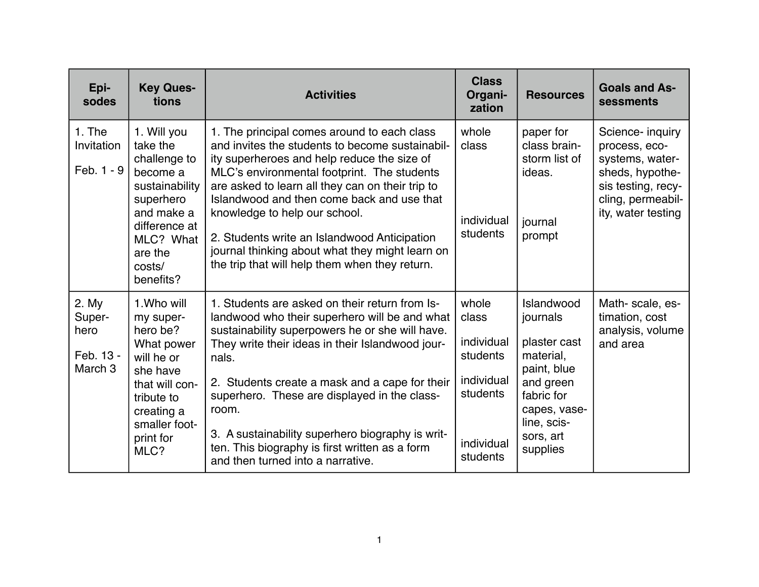| Episodes | Key Questions | Activities | Class Organization | Resources | Goals and Assessments |
|---|---|---|---|---|---|
| 1. The Invitation<br><br>Feb. 1 - 9 | 1. Will you take the challenge to become a sustainability superhero and make a difference at MLC? What are the costs/ benefits? | 1. The principal comes around to each class and invites the students to become sustainability superheroes and help reduce the size of MLC's environmental footprint. The students are asked to learn all they can on their trip to Islandwood and then come back and use that knowledge to help our school.<br><br>2. Students write an Islandwood Anticipation journal thinking about what they might learn on the trip that will help them when they return. | whole class<br><br>individual students | paper for class brainstorm list of ideas.<br><br>journal prompt | Science- inquiry process, ecosystems, watersheds, hypothesis testing, recycling, permeability, water testing |
| 2. My Superhero<br><br>Feb. 13 - March 3 | 1.Who will my superhero be? What power will he or she have that will contribute to creating a smaller footprint for MLC? | 1. Students are asked on their return from Islandwood who their superhero will be and what sustainability superpowers he or she will have. They write their ideas in their Islandwood journals.<br><br>2. Students create a mask and a cape for their superhero. These are displayed in the classroom.<br><br>3. A sustainability superhero biography is written. This biography is first written as a form and then turned into a narrative. | whole class<br><br>individual students<br><br>individual students<br><br>individual students | Islandwood journals<br><br>plaster cast material, paint, blue and green fabric for capes, vaseline, scissors, art supplies | Math- scale, estimation, cost analysis, volume and area |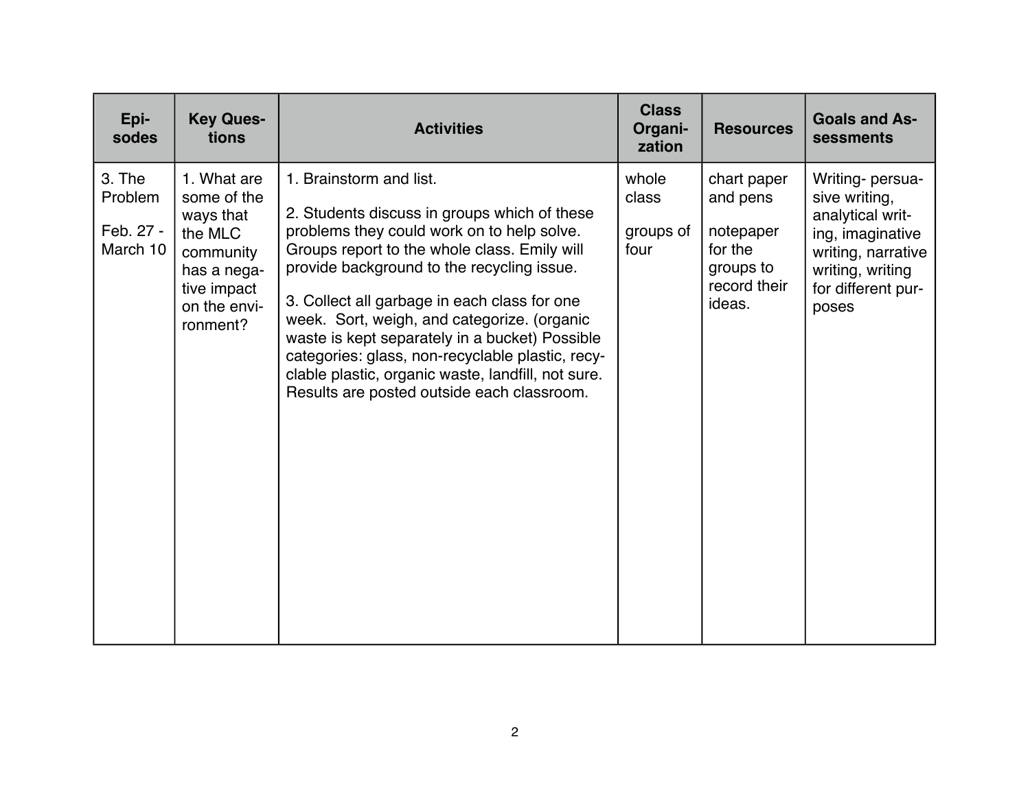| Episodes | Key Questions | Activities | Class Organization | Resources | Goals and Assessments |
|---|---|---|---|---|---|
| 3. The Problem<br><br>Feb. 27 - March 10 | 1. What are some of the ways that the MLC community has a negative impact on the environment? | 1. Brainstorm and list.<br><br>2. Students discuss in groups which of these problems they could work on to help solve. Groups report to the whole class. Emily will provide background to the recycling issue.<br><br>3. Collect all garbage in each class for one week. Sort, weigh, and categorize. (organic waste is kept separately in a bucket) Possible categories: glass, non-recyclable plastic, recyclable plastic, organic waste, landfill, not sure. Results are posted outside each classroom. | whole class<br><br>groups of four | chart paper and pens<br><br>notepaper for the groups to record their ideas. | Writing- persuasive writing, analytical writing, imaginative writing, narrative writing, writing for different purposes |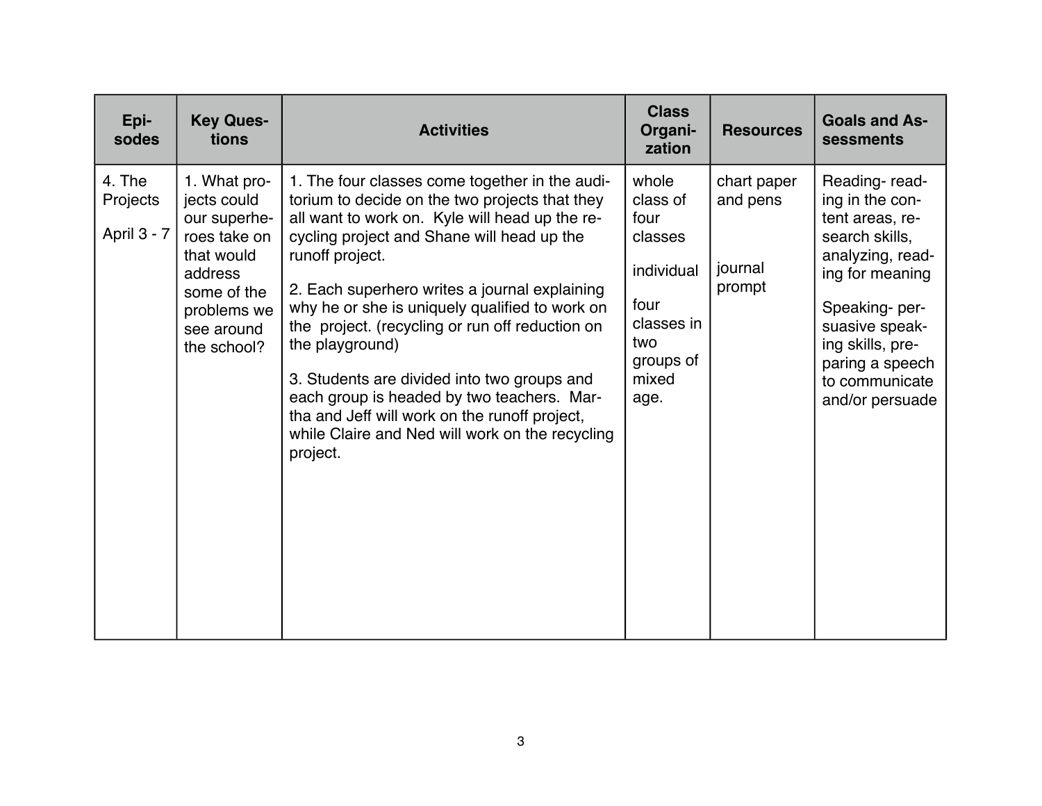| Episodes | Key Questions | Activities | Class Organization | Resources | Goals and Assessments |
|---|---|---|---|---|---|
| 4. The Projects<br><br>April 3 - 7 | 1. What projects could our superheroes take on that would address some of the problems we see around the school? | 1. The four classes come together in the auditorium to decide on the two projects that they all want to work on. Kyle will head up the recycling project and Shane will head up the runoff project.<br><br>2. Each superhero writes a journal explaining why he or she is uniquely qualified to work on the project. (recycling or run off reduction on the playground)<br><br>3. Students are divided into two groups and each group is headed by two teachers. Martha and Jeff will work on the runoff project, while Claire and Ned will work on the recycling project. | whole class of four classes<br><br>individual<br><br>four classes in two groups of mixed age. | chart paper and pens<br><br>journal prompt | Reading- reading in the content areas, research skills, analyzing, reading for meaning<br><br>Speaking- persuasive speaking skills, preparing a speech to communicate and/or persuade |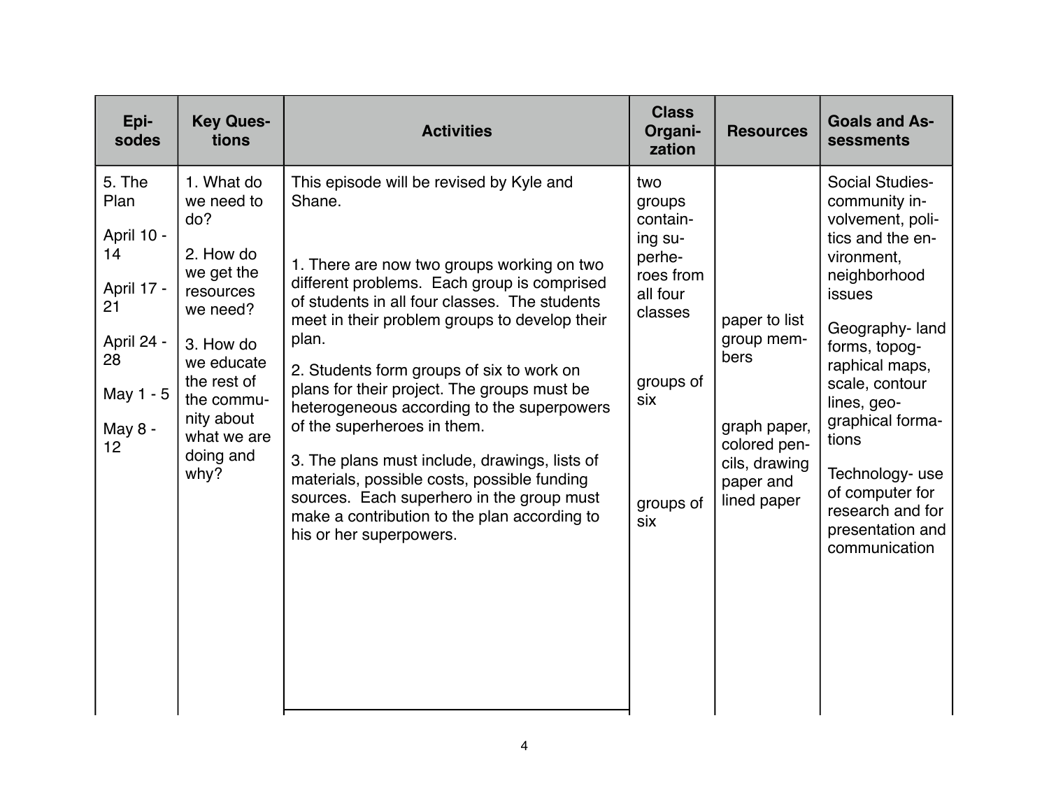| Episodes | Key Questions | Activities | Class Organization | Resources | Goals and Assessments |
|---|---|---|---|---|---|
| 5. The Plan<br><br>April 10 - 14<br><br>April 17 - 21<br><br>April 24 - 28<br><br>May 1 - 5<br><br>May 8 - 12 | 1. What do we need to do?<br><br>2. How do we get the resources we need?<br><br>3. How do we educate the rest of the community about what we are doing and why? | This episode will be revised by Kyle and Shane.<br><br>1. There are now two groups working on two different problems. Each group is comprised of students in all four classes. The students meet in their problem groups to develop their plan.<br><br>2. Students form groups of six to work on plans for their project. The groups must be heterogeneous according to the superpowers of the superheroes in them.<br><br>3. The plans must include, drawings, lists of materials, possible costs, possible funding sources. Each superhero in the group must make a contribution to the plan according to his or her superpowers. | two groups containing superheroes from all four classes<br><br>groups of six<br><br>groups of six | paper to list group members<br><br>graph paper, colored pencils, drawing paper and lined paper | Social Studies- community involvement, politics and the environment, neighborhood issues<br><br>Geography- land forms, topographical maps, scale, contour lines, geographical formations<br><br>Technology- use of computer for research and for presentation and communication |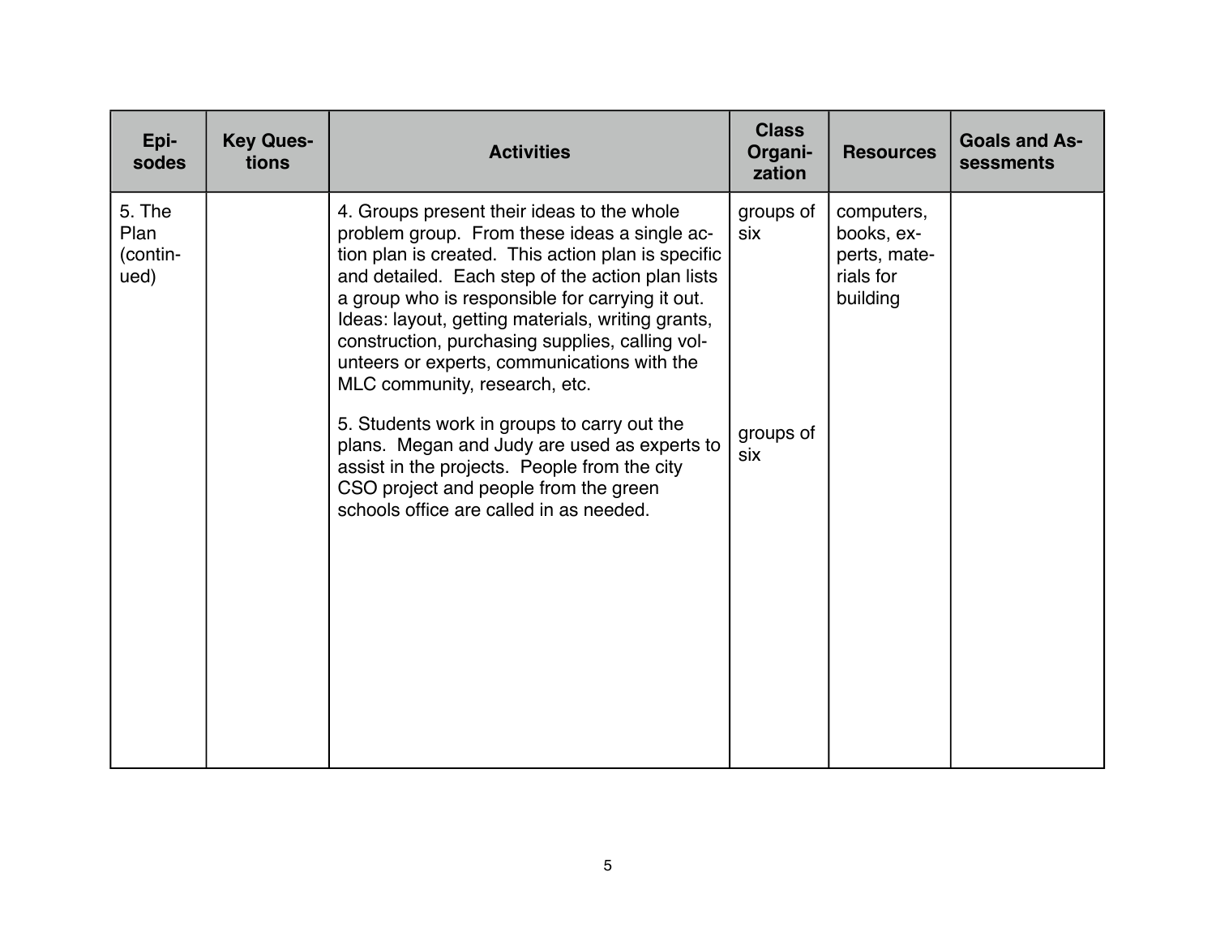| Episodes | Key Questions | Activities | Class Organization | Resources | Goals and Assessments |
|---|---|---|---|---|---|
| 5. The Plan (continued) | | 4. Groups present their ideas to the whole problem group. From these ideas a single action plan is created. This action plan is specific and detailed. Each step of the action plan lists a group who is responsible for carrying it out. Ideas: layout, getting materials, writing grants, construction, purchasing supplies, calling volunteers or experts, communications with the MLC community, research, etc. | groups of six | computers, books, experts, materials for building | |
| | | 5. Students work in groups to carry out the plans. Megan and Judy are used as experts to assist in the projects. People from the city CSO project and people from the green schools office are called in as needed. | groups of six | | |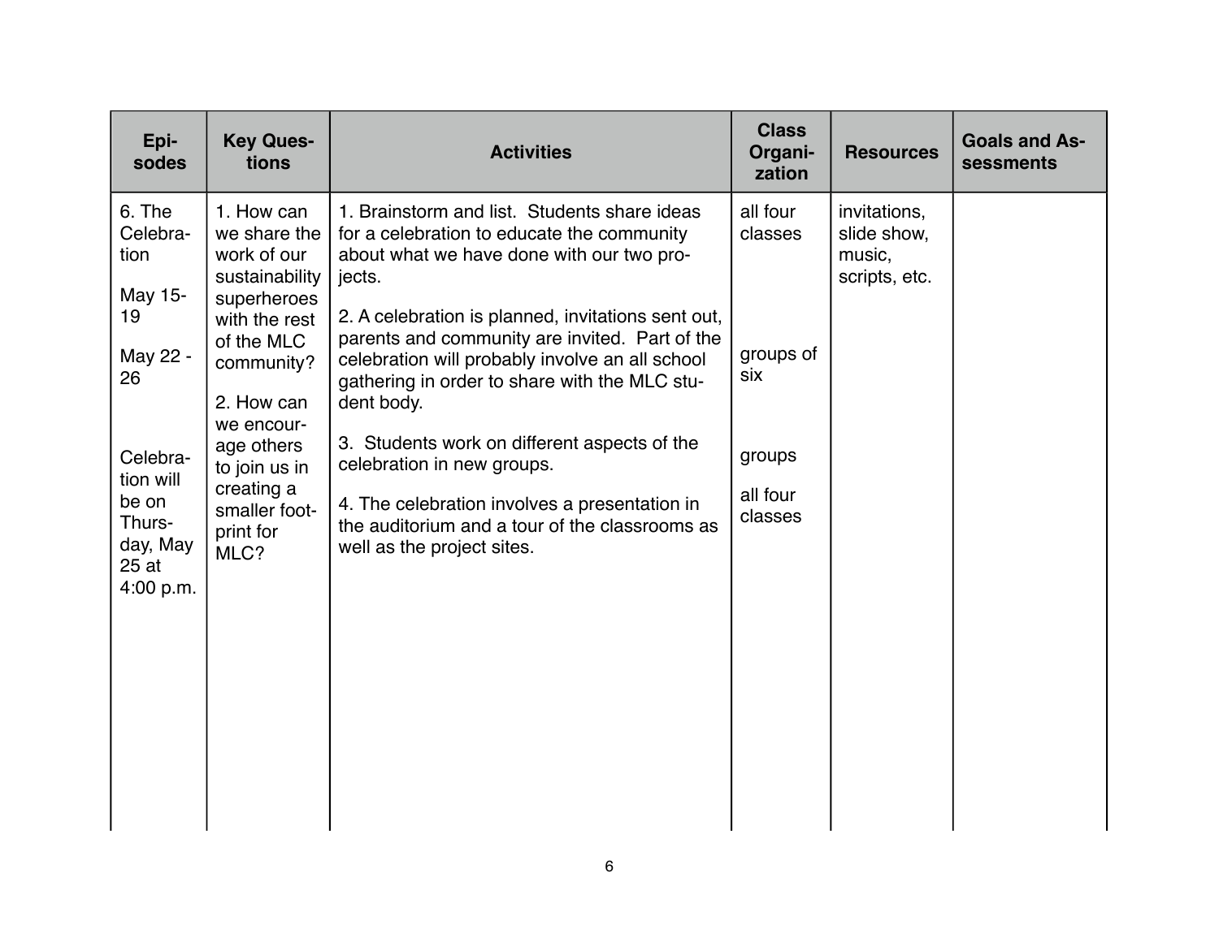| Episodes | Key Questions | Activities | Class Organization | Resources | Goals and Assessments |
|---|---|---|---|---|---|
| 6. The Celebration<br><br>May 15-19<br><br>May 22 - 26<br><br>Celebration will be on Thursday, May 25 at 4:00 p.m. | 1. How can we share the work of our sustainability superheroes with the rest of the MLC community?<br><br>2. How can we encourage others to join us in creating a smaller footprint for MLC? | 1. Brainstorm and list. Students share ideas for a celebration to educate the community about what we have done with our two projects.<br><br>2. A celebration is planned, invitations sent out, parents and community are invited. Part of the celebration will probably involve an all school gathering in order to share with the MLC student body.<br><br>3. Students work on different aspects of the celebration in new groups.<br><br>4. The celebration involves a presentation in the auditorium and a tour of the classrooms as well as the project sites. | all four classes<br><br>groups of six<br><br>groups<br><br>all four classes | invitations, slide show, music, scripts, etc. | |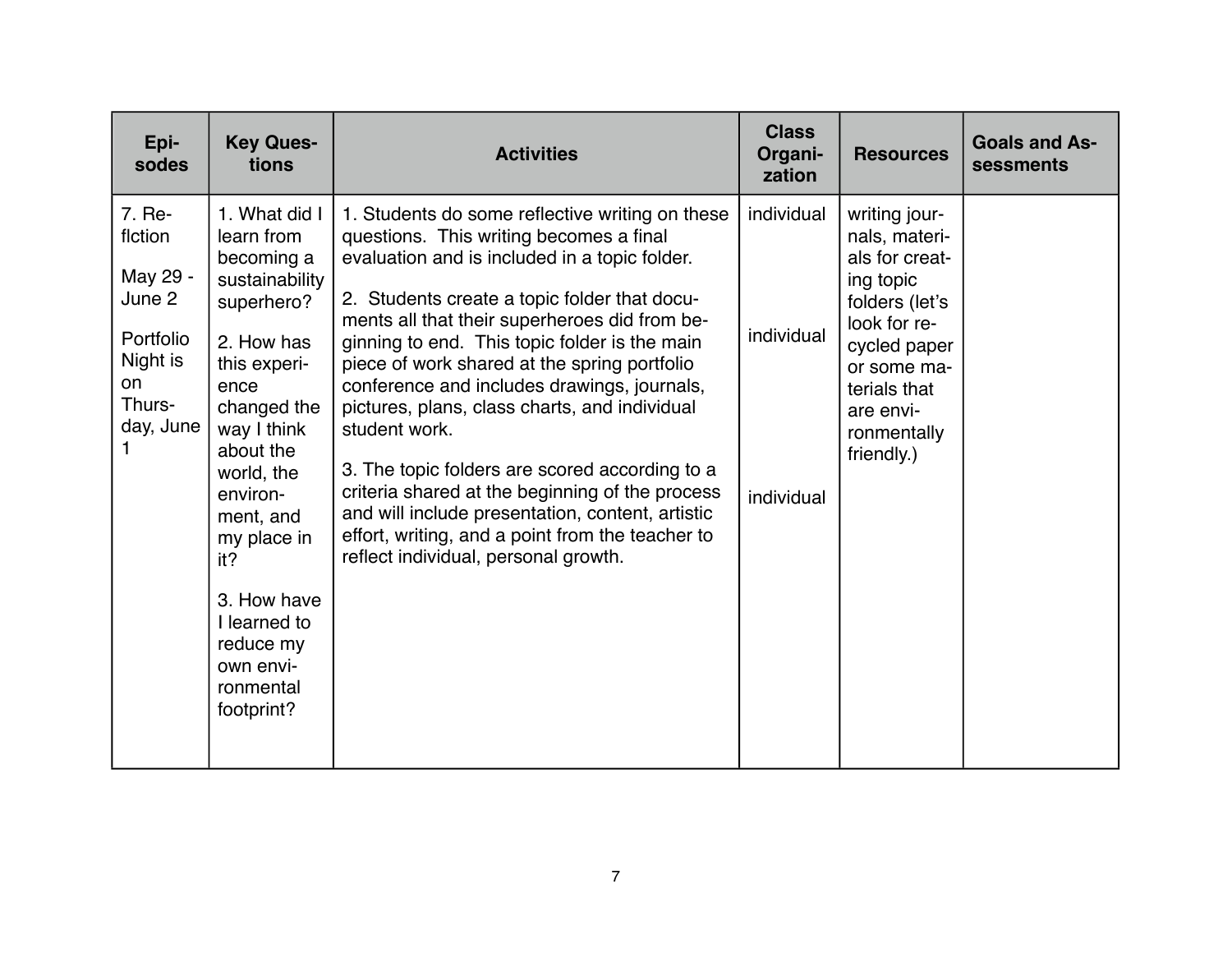| Episodes | Key Questions | Activities | Class Organization | Resources | Goals and Assessments |
|---|---|---|---|---|---|
| 7. Reflction<br><br>May 29 - June 2<br><br>Portfolio Night is on Thursday, June 1 | 1. What did I learn from becoming a sustainability superhero?<br><br>2. How has this experience changed the way I think about the world, the environment, and my place in it?<br><br>3. How have I learned to reduce my own environmental footprint? | 1. Students do some reflective writing on these questions. This writing becomes a final evaluation and is included in a topic folder.<br><br>2. Students create a topic folder that documents all that their superheroes did from beginning to end. This topic folder is the main piece of work shared at the spring portfolio conference and includes drawings, journals, pictures, plans, class charts, and individual student work.<br><br>3. The topic folders are scored according to a criteria shared at the beginning of the process and will include presentation, content, artistic effort, writing, and a point from the teacher to reflect individual, personal growth. | individual<br><br>individual<br><br>individual | writing journals, materials for creating topic folders (let's look for recycled paper or some materials that are environmentally friendly.) | |